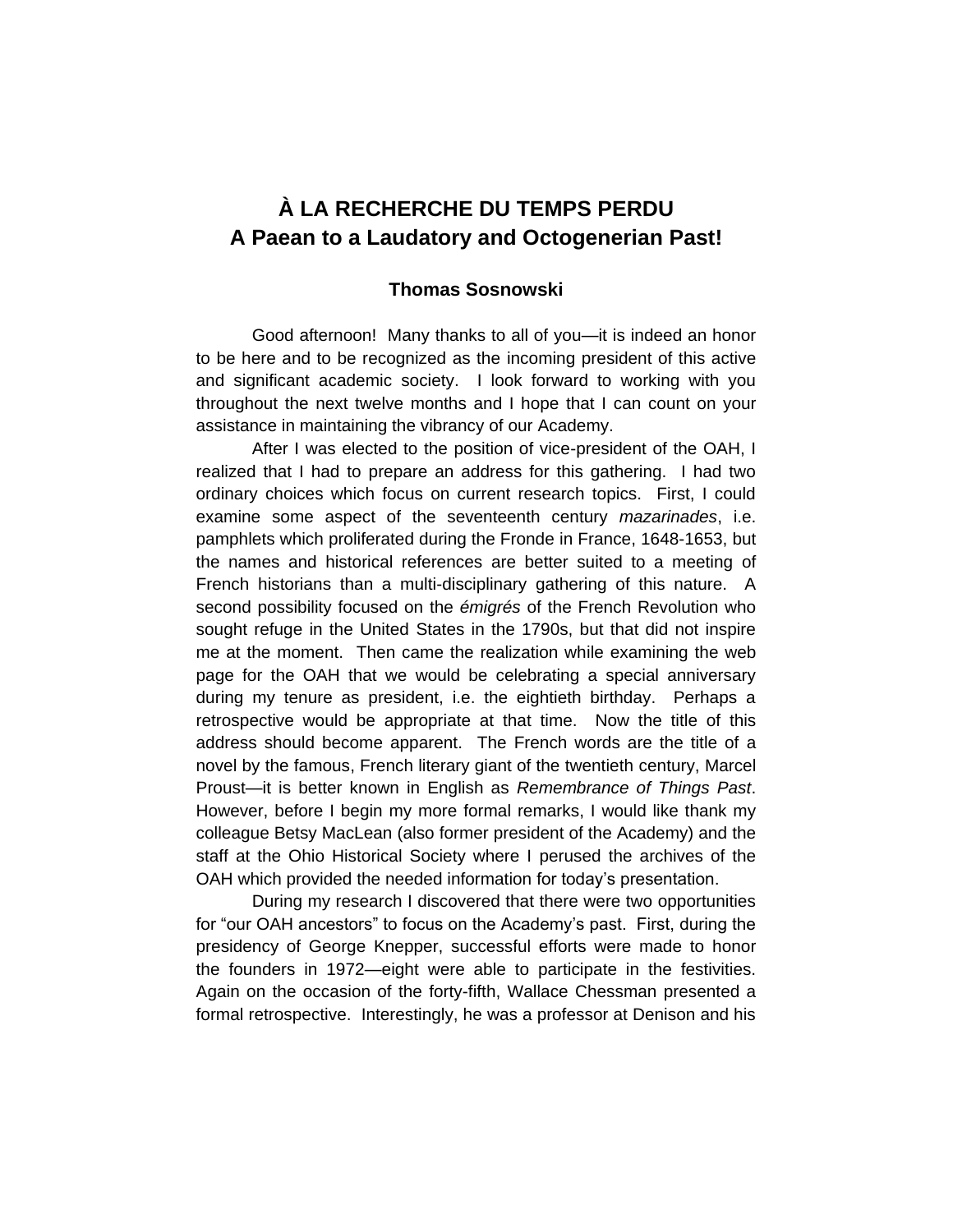# À LA RECHERCHE DU TEMPS PERDU
# A Paean to a Laudatory and Octogenerian Past!

**Thomas Sosnowski**

Good afternoon! Many thanks to all of you—it is indeed an honor to be here and to be recognized as the incoming president of this active and significant academic society. I look forward to working with you throughout the next twelve months and I hope that I can count on your assistance in maintaining the vibrancy of our Academy.

After I was elected to the position of vice-president of the OAH, I realized that I had to prepare an address for this gathering. I had two ordinary choices which focus on current research topics. First, I could examine some aspect of the seventeenth century *mazarinades*, i.e. pamphlets which proliferated during the Fronde in France, 1648-1653, but the names and historical references are better suited to a meeting of French historians than a multi-disciplinary gathering of this nature. A second possibility focused on the *émigrés* of the French Revolution who sought refuge in the United States in the 1790s, but that did not inspire me at the moment. Then came the realization while examining the web page for the OAH that we would be celebrating a special anniversary during my tenure as president, i.e. the eightieth birthday. Perhaps a retrospective would be appropriate at that time. Now the title of this address should become apparent. The French words are the title of a novel by the famous, French literary giant of the twentieth century, Marcel Proust—it is better known in English as *Remembrance of Things Past*. However, before I begin my more formal remarks, I would like thank my colleague Betsy MacLean (also former president of the Academy) and the staff at the Ohio Historical Society where I perused the archives of the OAH which provided the needed information for today's presentation.

During my research I discovered that there were two opportunities for "our OAH ancestors" to focus on the Academy's past. First, during the presidency of George Knepper, successful efforts were made to honor the founders in 1972—eight were able to participate in the festivities. Again on the occasion of the forty-fifth, Wallace Chessman presented a formal retrospective. Interestingly, he was a professor at Denison and his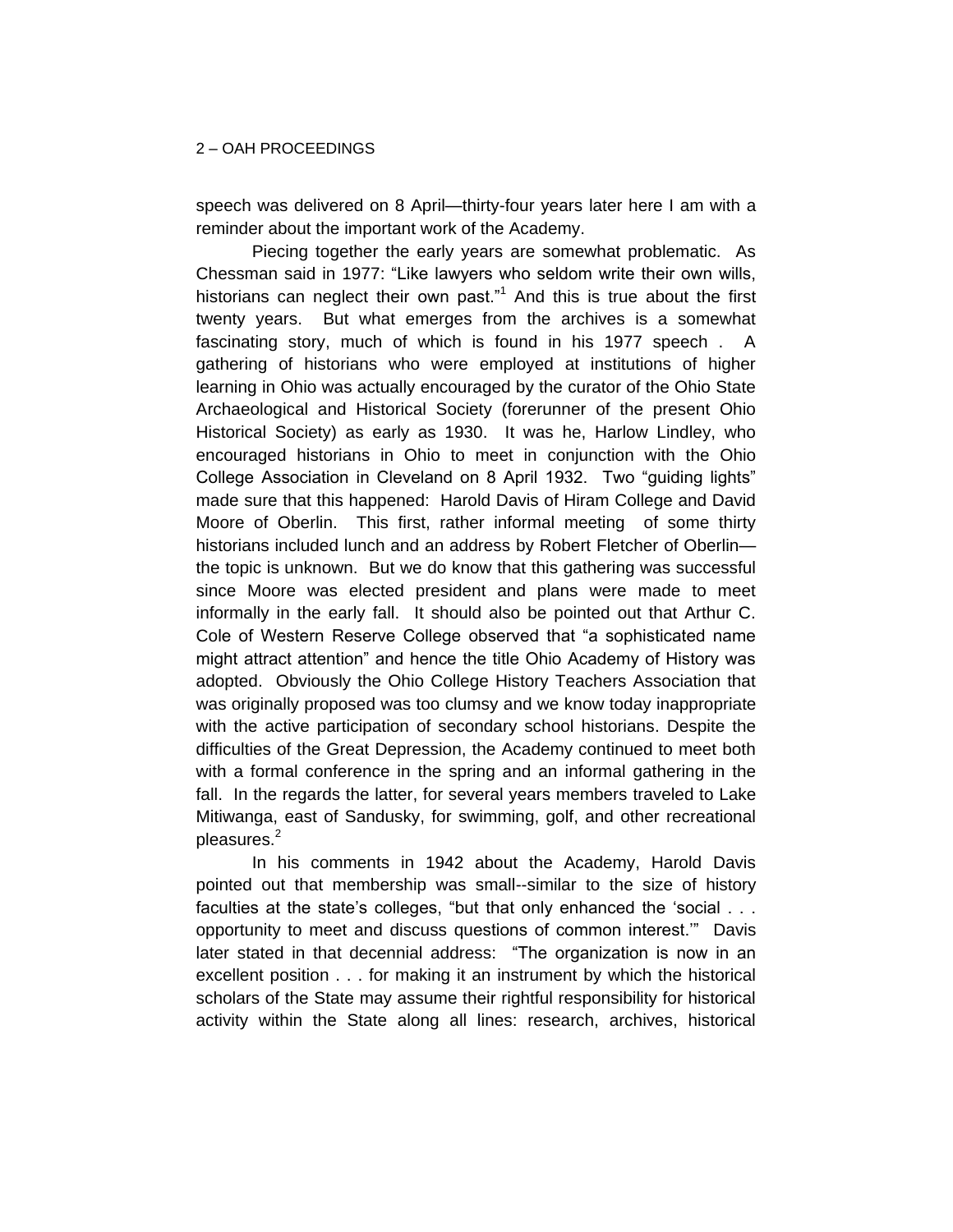speech was delivered on 8 April—thirty-four years later here I am with a reminder about the important work of the Academy.

Piecing together the early years are somewhat problematic. As Chessman said in 1977: "Like lawyers who seldom write their own wills, historians can neglect their own past."[1] And this is true about the first twenty years. But what emerges from the archives is a somewhat fascinating story, much of which is found in his 1977 speech . A gathering of historians who were employed at institutions of higher learning in Ohio was actually encouraged by the curator of the Ohio State Archaeological and Historical Society (forerunner of the present Ohio Historical Society) as early as 1930. It was he, Harlow Lindley, who encouraged historians in Ohio to meet in conjunction with the Ohio College Association in Cleveland on 8 April 1932. Two "guiding lights" made sure that this happened: Harold Davis of Hiram College and David Moore of Oberlin. This first, rather informal meeting of some thirty historians included lunch and an address by Robert Fletcher of Oberlin—the topic is unknown. But we do know that this gathering was successful since Moore was elected president and plans were made to meet informally in the early fall. It should also be pointed out that Arthur C. Cole of Western Reserve College observed that "a sophisticated name might attract attention" and hence the title Ohio Academy of History was adopted. Obviously the Ohio College History Teachers Association that was originally proposed was too clumsy and we know today inappropriate with the active participation of secondary school historians. Despite the difficulties of the Great Depression, the Academy continued to meet both with a formal conference in the spring and an informal gathering in the fall. In the regards the latter, for several years members traveled to Lake Mitiwanga, east of Sandusky, for swimming, golf, and other recreational pleasures.[2]

In his comments in 1942 about the Academy, Harold Davis pointed out that membership was small--similar to the size of history faculties at the state's colleges, "but that only enhanced the 'social . . . opportunity to meet and discuss questions of common interest.'" Davis later stated in that decennial address: "The organization is now in an excellent position . . . for making it an instrument by which the historical scholars of the State may assume their rightful responsibility for historical activity within the State along all lines: research, archives, historical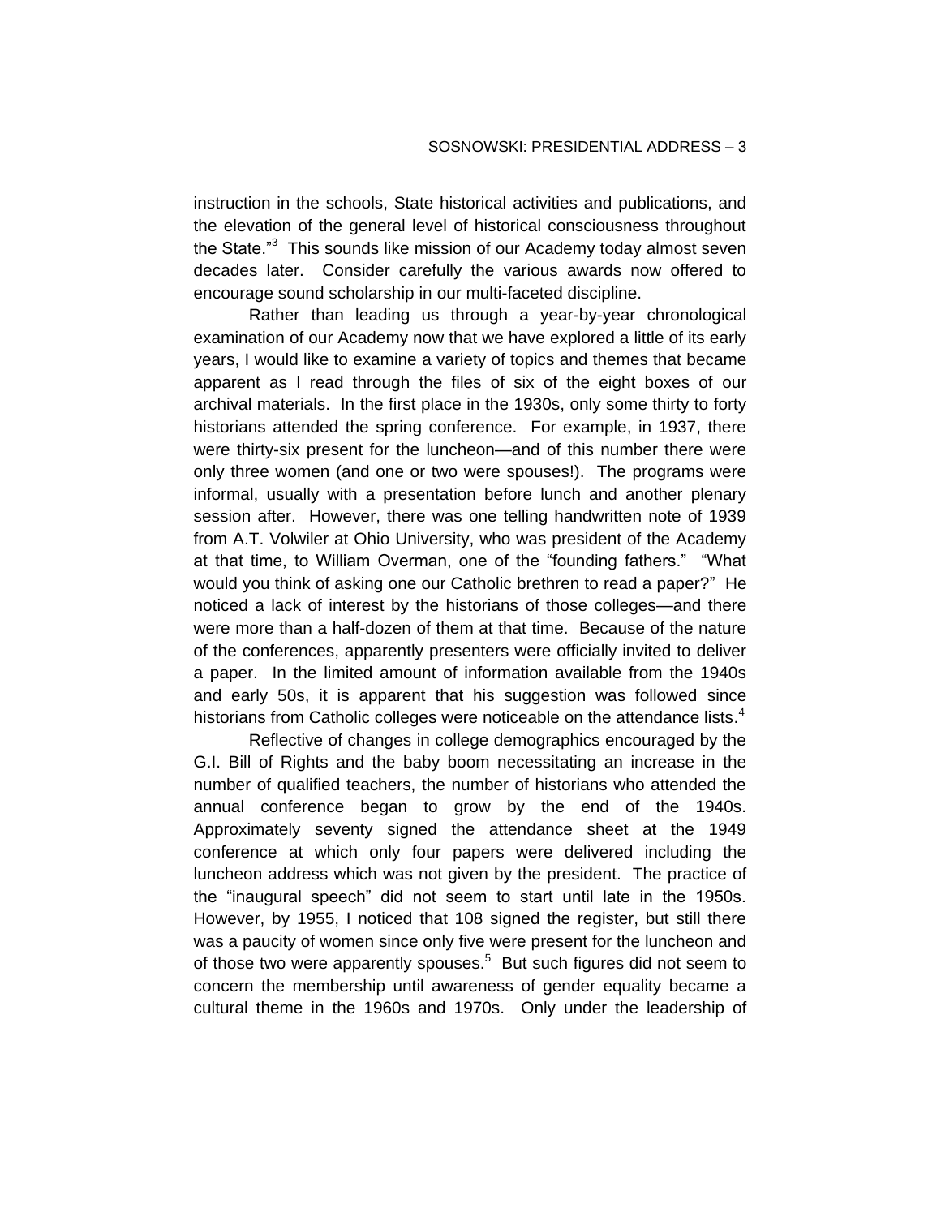instruction in the schools, State historical activities and publications, and the elevation of the general level of historical consciousness throughout the State."[3] This sounds like mission of our Academy today almost seven decades later. Consider carefully the various awards now offered to encourage sound scholarship in our multi-faceted discipline.

Rather than leading us through a year-by-year chronological examination of our Academy now that we have explored a little of its early years, I would like to examine a variety of topics and themes that became apparent as I read through the files of six of the eight boxes of our archival materials. In the first place in the 1930s, only some thirty to forty historians attended the spring conference. For example, in 1937, there were thirty-six present for the luncheon—and of this number there were only three women (and one or two were spouses!). The programs were informal, usually with a presentation before lunch and another plenary session after. However, there was one telling handwritten note of 1939 from A.T. Volwiler at Ohio University, who was president of the Academy at that time, to William Overman, one of the "founding fathers." "What would you think of asking one our Catholic brethren to read a paper?" He noticed a lack of interest by the historians of those colleges—and there were more than a half-dozen of them at that time. Because of the nature of the conferences, apparently presenters were officially invited to deliver a paper. In the limited amount of information available from the 1940s and early 50s, it is apparent that his suggestion was followed since historians from Catholic colleges were noticeable on the attendance lists.[4]

Reflective of changes in college demographics encouraged by the G.I. Bill of Rights and the baby boom necessitating an increase in the number of qualified teachers, the number of historians who attended the annual conference began to grow by the end of the 1940s. Approximately seventy signed the attendance sheet at the 1949 conference at which only four papers were delivered including the luncheon address which was not given by the president. The practice of the "inaugural speech" did not seem to start until late in the 1950s. However, by 1955, I noticed that 108 signed the register, but still there was a paucity of women since only five were present for the luncheon and of those two were apparently spouses.[5] But such figures did not seem to concern the membership until awareness of gender equality became a cultural theme in the 1960s and 1970s. Only under the leadership of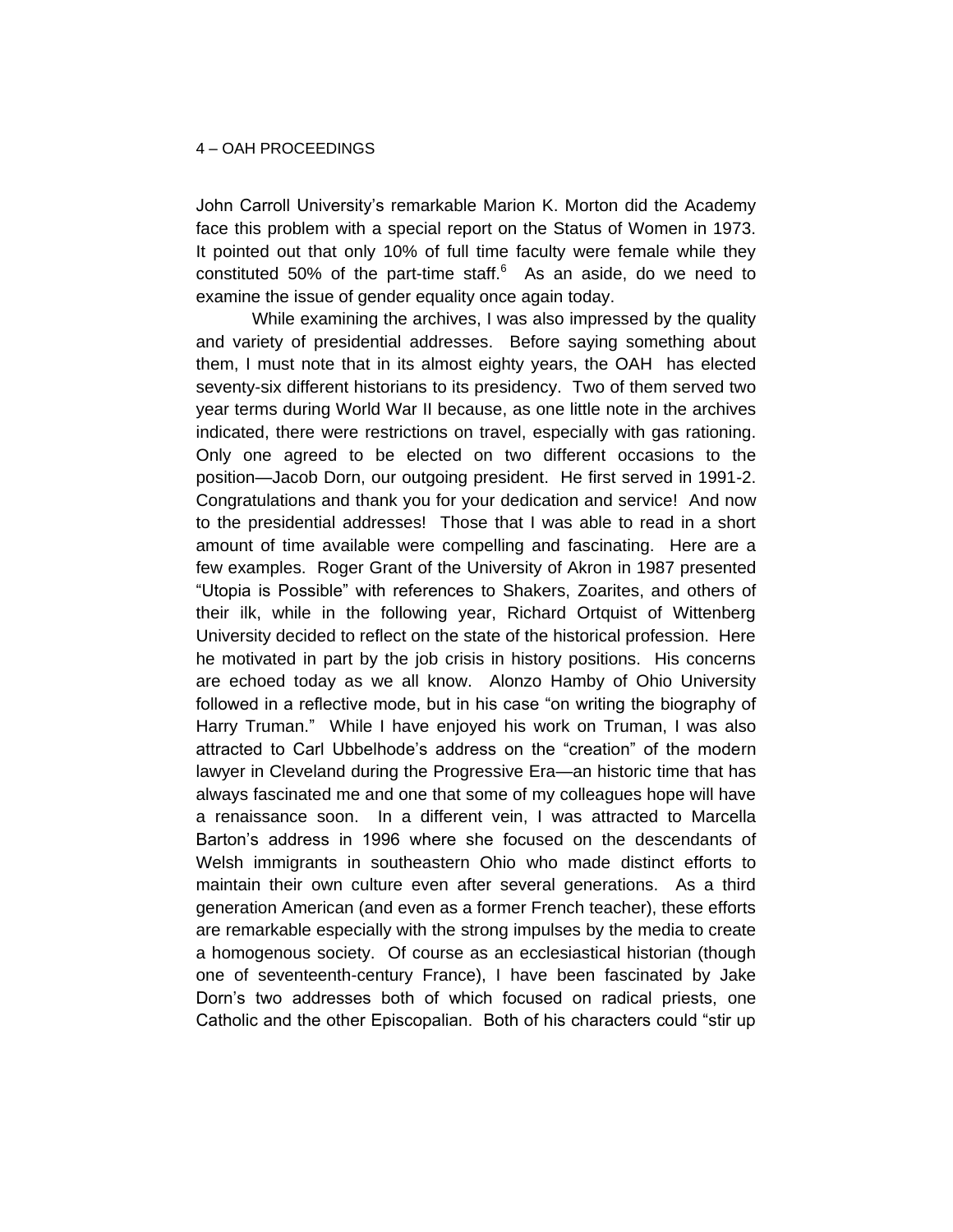John Carroll University's remarkable Marion K. Morton did the Academy face this problem with a special report on the Status of Women in 1973. It pointed out that only 10% of full time faculty were female while they constituted 50% of the part-time staff.[6] As an aside, do we need to examine the issue of gender equality once again today.

While examining the archives, I was also impressed by the quality and variety of presidential addresses. Before saying something about them, I must note that in its almost eighty years, the OAH has elected seventy-six different historians to its presidency. Two of them served two year terms during World War II because, as one little note in the archives indicated, there were restrictions on travel, especially with gas rationing. Only one agreed to be elected on two different occasions to the position—Jacob Dorn, our outgoing president. He first served in 1991-2. Congratulations and thank you for your dedication and service! And now to the presidential addresses! Those that I was able to read in a short amount of time available were compelling and fascinating. Here are a few examples. Roger Grant of the University of Akron in 1987 presented "Utopia is Possible" with references to Shakers, Zoarites, and others of their ilk, while in the following year, Richard Ortquist of Wittenberg University decided to reflect on the state of the historical profession. Here he motivated in part by the job crisis in history positions. His concerns are echoed today as we all know. Alonzo Hamby of Ohio University followed in a reflective mode, but in his case "on writing the biography of Harry Truman." While I have enjoyed his work on Truman, I was also attracted to Carl Ubbelhode's address on the "creation" of the modern lawyer in Cleveland during the Progressive Era—an historic time that has always fascinated me and one that some of my colleagues hope will have a renaissance soon. In a different vein, I was attracted to Marcella Barton's address in 1996 where she focused on the descendants of Welsh immigrants in southeastern Ohio who made distinct efforts to maintain their own culture even after several generations. As a third generation American (and even as a former French teacher), these efforts are remarkable especially with the strong impulses by the media to create a homogenous society. Of course as an ecclesiastical historian (though one of seventeenth-century France), I have been fascinated by Jake Dorn's two addresses both of which focused on radical priests, one Catholic and the other Episcopalian. Both of his characters could "stir up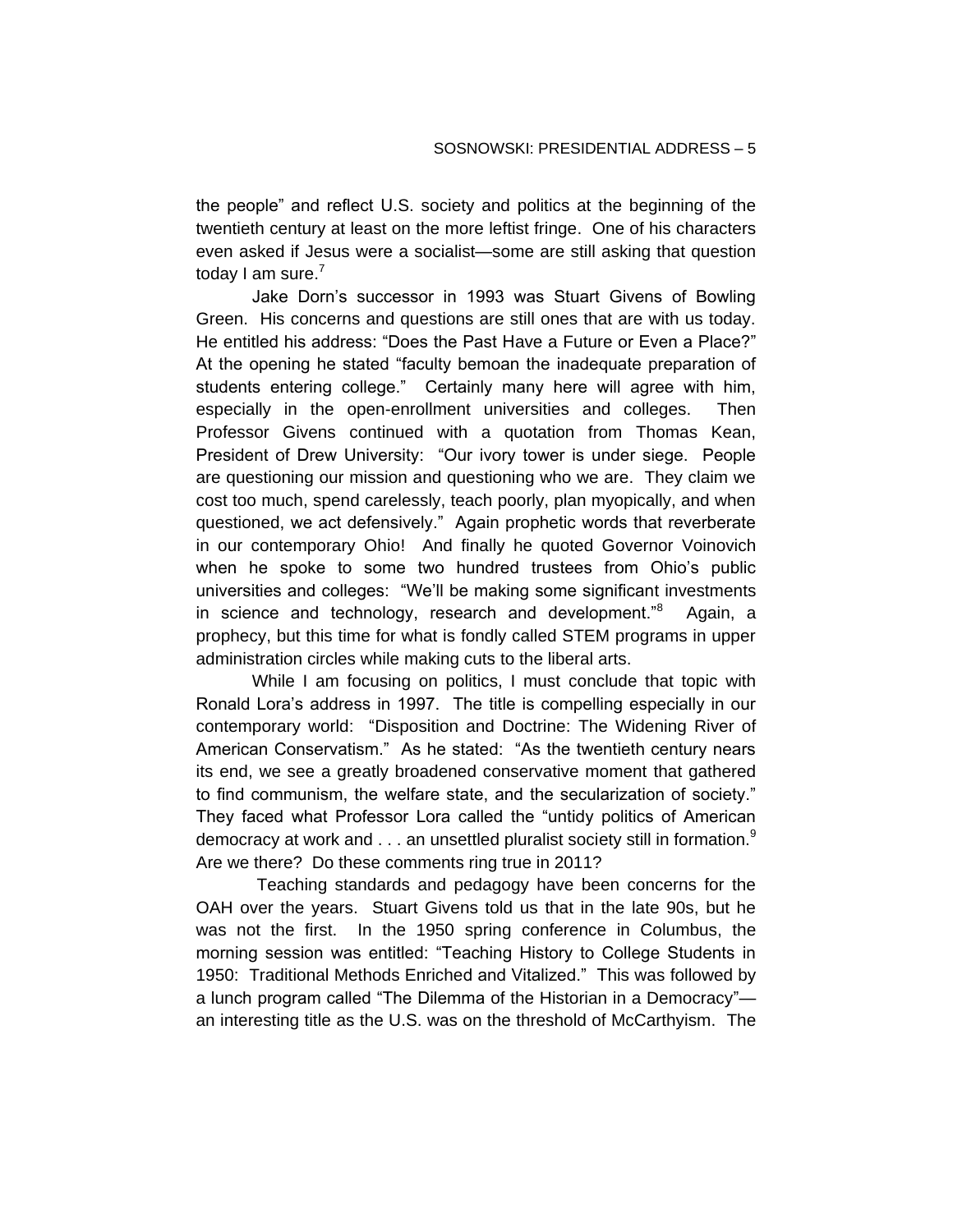the people" and reflect U.S. society and politics at the beginning of the twentieth century at least on the more leftist fringe. One of his characters even asked if Jesus were a socialist—some are still asking that question today I am sure.[7]

Jake Dorn's successor in 1993 was Stuart Givens of Bowling Green. His concerns and questions are still ones that are with us today. He entitled his address: "Does the Past Have a Future or Even a Place?" At the opening he stated "faculty bemoan the inadequate preparation of students entering college." Certainly many here will agree with him, especially in the open-enrollment universities and colleges. Then Professor Givens continued with a quotation from Thomas Kean, President of Drew University: "Our ivory tower is under siege. People are questioning our mission and questioning who we are. They claim we cost too much, spend carelessly, teach poorly, plan myopically, and when questioned, we act defensively." Again prophetic words that reverberate in our contemporary Ohio! And finally he quoted Governor Voinovich when he spoke to some two hundred trustees from Ohio's public universities and colleges: "We'll be making some significant investments in science and technology, research and development."[8] Again, a prophecy, but this time for what is fondly called STEM programs in upper administration circles while making cuts to the liberal arts.

While I am focusing on politics, I must conclude that topic with Ronald Lora's address in 1997. The title is compelling especially in our contemporary world: "Disposition and Doctrine: The Widening River of American Conservatism." As he stated: "As the twentieth century nears its end, we see a greatly broadened conservative moment that gathered to find communism, the welfare state, and the secularization of society." They faced what Professor Lora called the "untidy politics of American democracy at work and . . . an unsettled pluralist society still in formation.[9] Are we there? Do these comments ring true in 2011?

Teaching standards and pedagogy have been concerns for the OAH over the years. Stuart Givens told us that in the late 90s, but he was not the first. In the 1950 spring conference in Columbus, the morning session was entitled: "Teaching History to College Students in 1950: Traditional Methods Enriched and Vitalized." This was followed by a lunch program called "The Dilemma of the Historian in a Democracy"—an interesting title as the U.S. was on the threshold of McCarthyism. The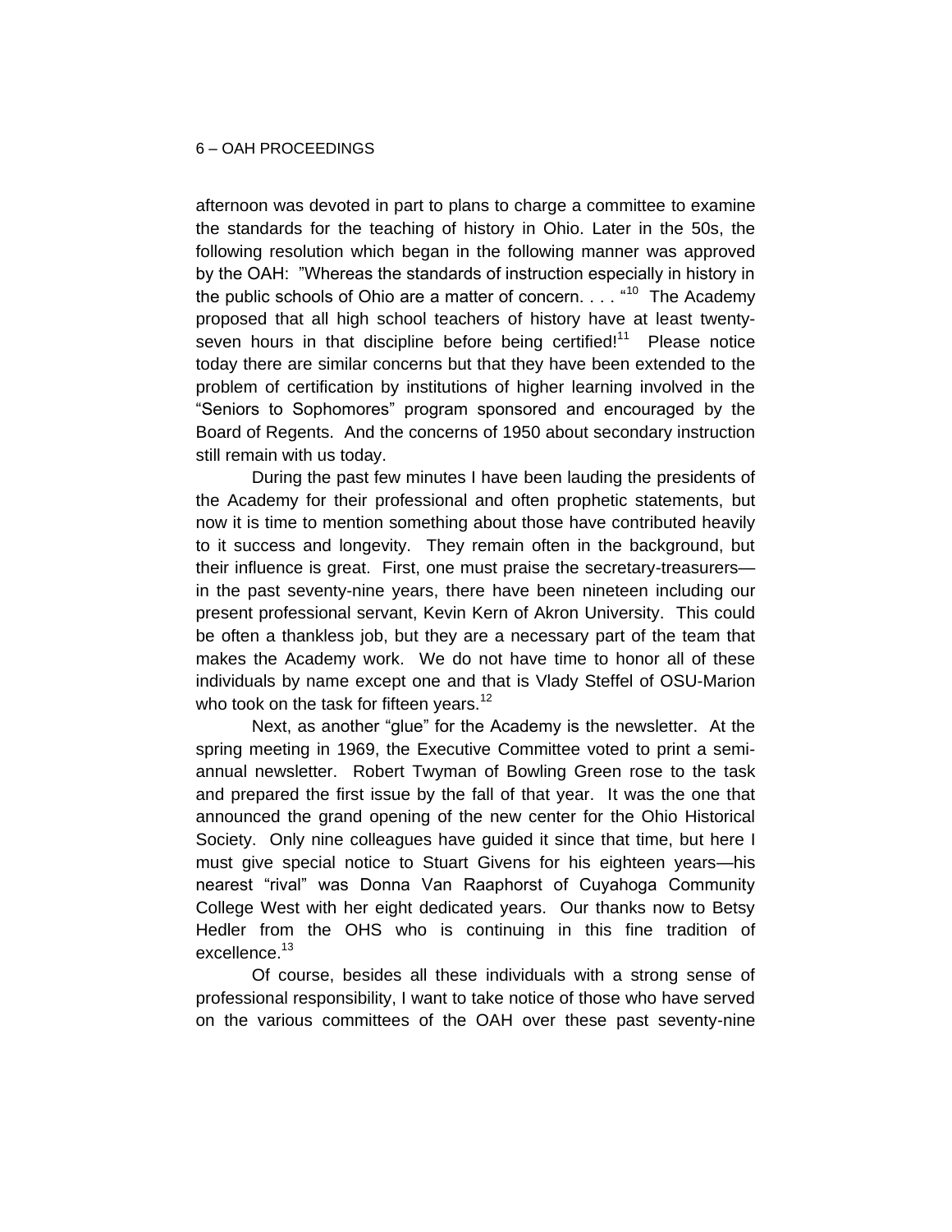afternoon was devoted in part to plans to charge a committee to examine the standards for the teaching of history in Ohio. Later in the 50s, the following resolution which began in the following manner was approved by the OAH: "Whereas the standards of instruction especially in history in the public schools of Ohio are a matter of concern. . . . "[10] The Academy proposed that all high school teachers of history have at least twenty-seven hours in that discipline before being certified![11] Please notice today there are similar concerns but that they have been extended to the problem of certification by institutions of higher learning involved in the "Seniors to Sophomores" program sponsored and encouraged by the Board of Regents. And the concerns of 1950 about secondary instruction still remain with us today.

During the past few minutes I have been lauding the presidents of the Academy for their professional and often prophetic statements, but now it is time to mention something about those have contributed heavily to it success and longevity. They remain often in the background, but their influence is great. First, one must praise the secretary-treasurers—in the past seventy-nine years, there have been nineteen including our present professional servant, Kevin Kern of Akron University. This could be often a thankless job, but they are a necessary part of the team that makes the Academy work. We do not have time to honor all of these individuals by name except one and that is Vlady Steffel of OSU-Marion who took on the task for fifteen years.[12]

Next, as another "glue" for the Academy is the newsletter. At the spring meeting in 1969, the Executive Committee voted to print a semi-annual newsletter. Robert Twyman of Bowling Green rose to the task and prepared the first issue by the fall of that year. It was the one that announced the grand opening of the new center for the Ohio Historical Society. Only nine colleagues have guided it since that time, but here I must give special notice to Stuart Givens for his eighteen years—his nearest "rival" was Donna Van Raaphorst of Cuyahoga Community College West with her eight dedicated years. Our thanks now to Betsy Hedler from the OHS who is continuing in this fine tradition of excellence.[13]

Of course, besides all these individuals with a strong sense of professional responsibility, I want to take notice of those who have served on the various committees of the OAH over these past seventy-nine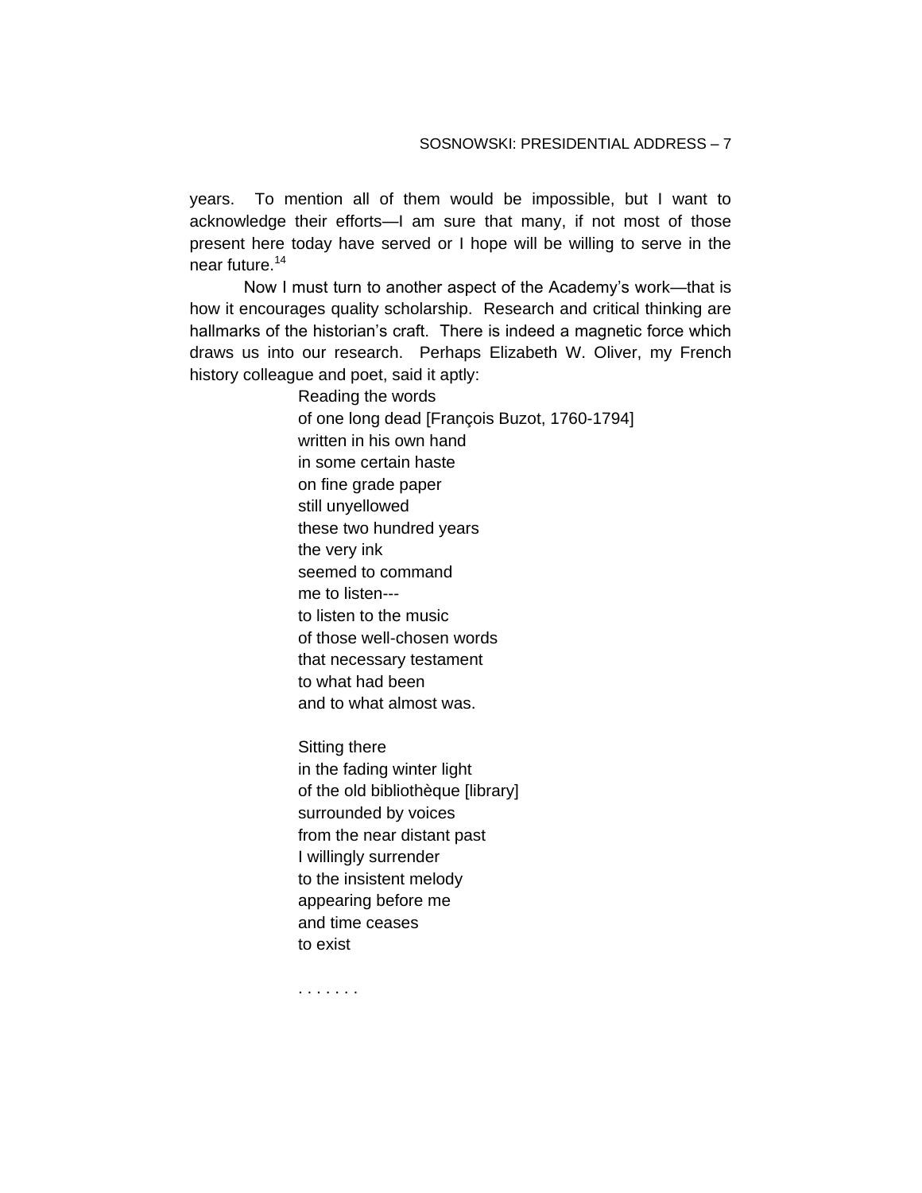years. To mention all of them would be impossible, but I want to acknowledge their efforts—I am sure that many, if not most of those present here today have served or I hope will be willing to serve in the near future.[14]

Now I must turn to another aspect of the Academy's work—that is how it encourages quality scholarship. Research and critical thinking are hallmarks of the historian's craft. There is indeed a magnetic force which draws us into our research. Perhaps Elizabeth W. Oliver, my French history colleague and poet, said it aptly:

> Reading the words  
> of one long dead [François Buzot, 1760-1794]  
> written in his own hand  
> in some certain haste  
> on fine grade paper  
> still unyellowed  
> these two hundred years  
> the very ink  
> seemed to command  
> me to listen---  
> to listen to the music  
> of those well-chosen words  
> that necessary testament  
> to what had been  
> and to what almost was.
>
> Sitting there  
> in the fading winter light  
> of the old bibliothèque [library]  
> surrounded by voices  
> from the near distant past  
> I willingly surrender  
> to the insistent melody  
> appearing before me  
> and time ceases  
> to exist
>
> . . . . . . .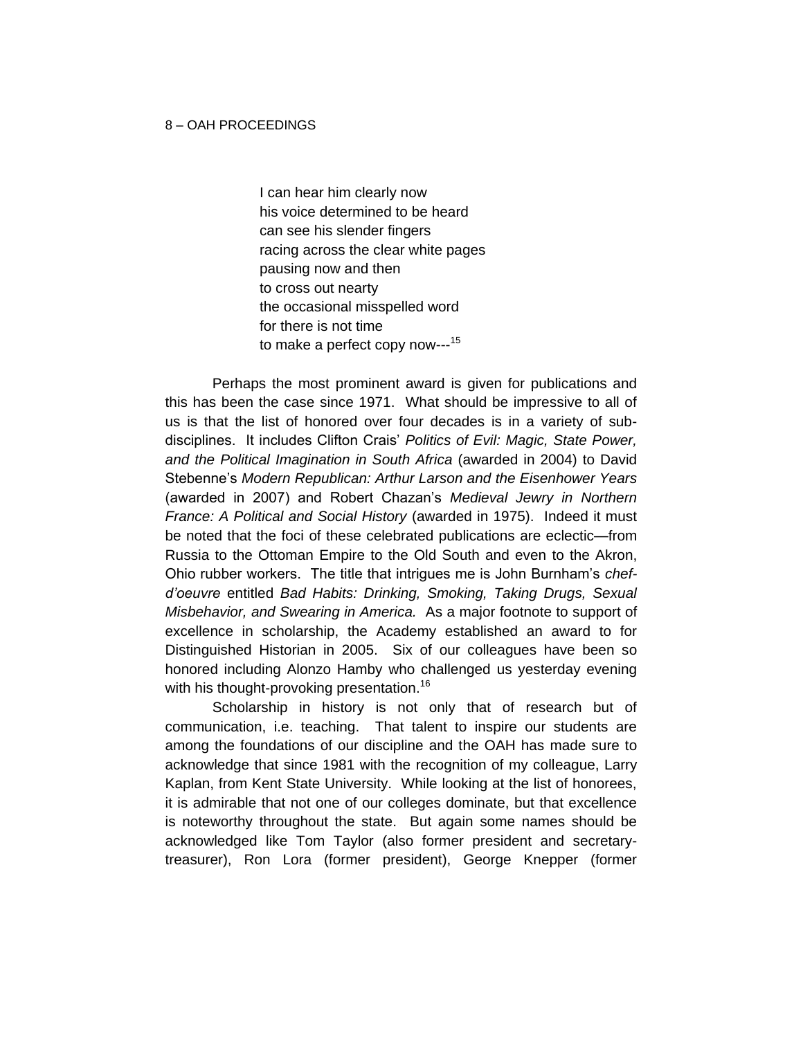I can hear him clearly now  
his voice determined to be heard  
can see his slender fingers  
racing across the clear white pages  
pausing now and then  
to cross out nearty  
the occasional misspelled word  
for there is not time  
to make a perfect copy now---[15]

Perhaps the most prominent award is given for publications and this has been the case since 1971. What should be impressive to all of us is that the list of honored over four decades is in a variety of sub-disciplines. It includes Clifton Crais' *Politics of Evil: Magic, State Power, and the Political Imagination in South Africa* (awarded in 2004) to David Stebenne's *Modern Republican: Arthur Larson and the Eisenhower Years* (awarded in 2007) and Robert Chazan's *Medieval Jewry in Northern France: A Political and Social History* (awarded in 1975). Indeed it must be noted that the foci of these celebrated publications are eclectic—from Russia to the Ottoman Empire to the Old South and even to the Akron, Ohio rubber workers. The title that intrigues me is John Burnham's *chef-d'oeuvre* entitled *Bad Habits: Drinking, Smoking, Taking Drugs, Sexual Misbehavior, and Swearing in America.* As a major footnote to support of excellence in scholarship, the Academy established an award to for Distinguished Historian in 2005. Six of our colleagues have been so honored including Alonzo Hamby who challenged us yesterday evening with his thought-provoking presentation.[16]

Scholarship in history is not only that of research but of communication, i.e. teaching. That talent to inspire our students are among the foundations of our discipline and the OAH has made sure to acknowledge that since 1981 with the recognition of my colleague, Larry Kaplan, from Kent State University. While looking at the list of honorees, it is admirable that not one of our colleges dominate, but that excellence is noteworthy throughout the state. But again some names should be acknowledged like Tom Taylor (also former president and secretary-treasurer), Ron Lora (former president), George Knepper (former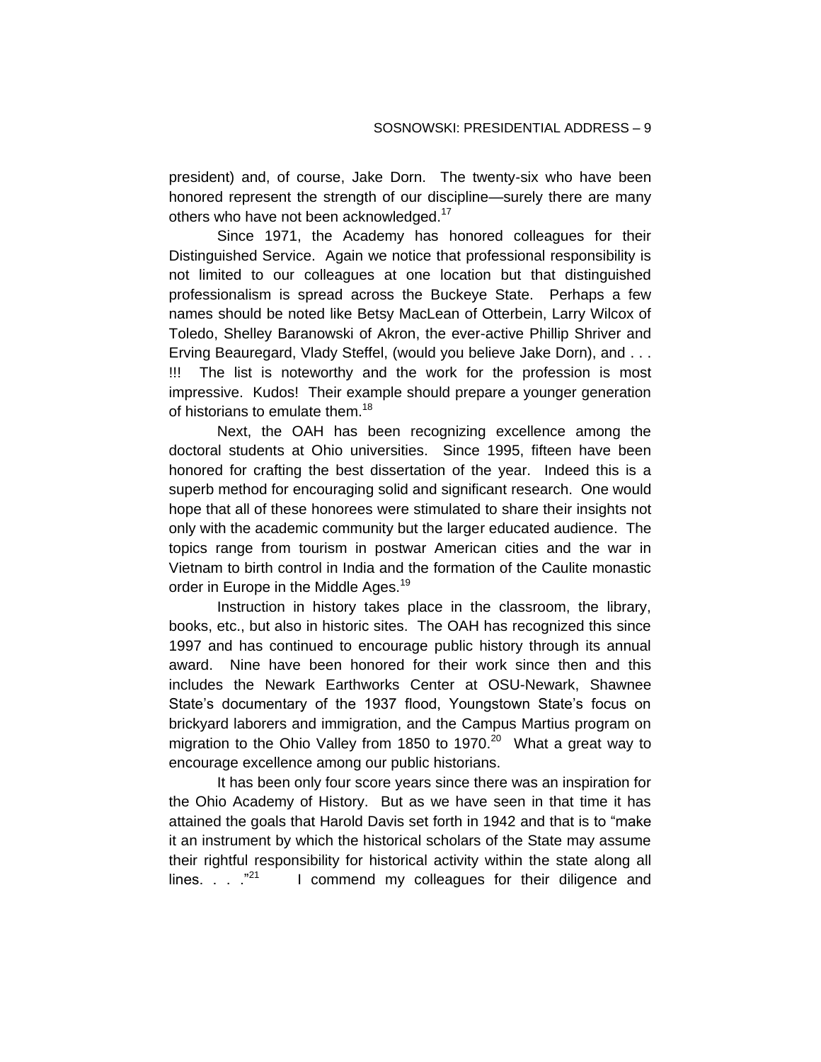president) and, of course, Jake Dorn. The twenty-six who have been honored represent the strength of our discipline—surely there are many others who have not been acknowledged.[17]

Since 1971, the Academy has honored colleagues for their Distinguished Service. Again we notice that professional responsibility is not limited to our colleagues at one location but that distinguished professionalism is spread across the Buckeye State. Perhaps a few names should be noted like Betsy MacLean of Otterbein, Larry Wilcox of Toledo, Shelley Baranowski of Akron, the ever-active Phillip Shriver and Erving Beauregard, Vlady Steffel, (would you believe Jake Dorn), and . . . !!! The list is noteworthy and the work for the profession is most impressive. Kudos! Their example should prepare a younger generation of historians to emulate them.[18]

Next, the OAH has been recognizing excellence among the doctoral students at Ohio universities. Since 1995, fifteen have been honored for crafting the best dissertation of the year. Indeed this is a superb method for encouraging solid and significant research. One would hope that all of these honorees were stimulated to share their insights not only with the academic community but the larger educated audience. The topics range from tourism in postwar American cities and the war in Vietnam to birth control in India and the formation of the Caulite monastic order in Europe in the Middle Ages.[19]

Instruction in history takes place in the classroom, the library, books, etc., but also in historic sites. The OAH has recognized this since 1997 and has continued to encourage public history through its annual award. Nine have been honored for their work since then and this includes the Newark Earthworks Center at OSU-Newark, Shawnee State's documentary of the 1937 flood, Youngstown State's focus on brickyard laborers and immigration, and the Campus Martius program on migration to the Ohio Valley from 1850 to 1970.[20] What a great way to encourage excellence among our public historians.

It has been only four score years since there was an inspiration for the Ohio Academy of History. But as we have seen in that time it has attained the goals that Harold Davis set forth in 1942 and that is to "make it an instrument by which the historical scholars of the State may assume their rightful responsibility for historical activity within the state along all lines. . . ."[21] I commend my colleagues for their diligence and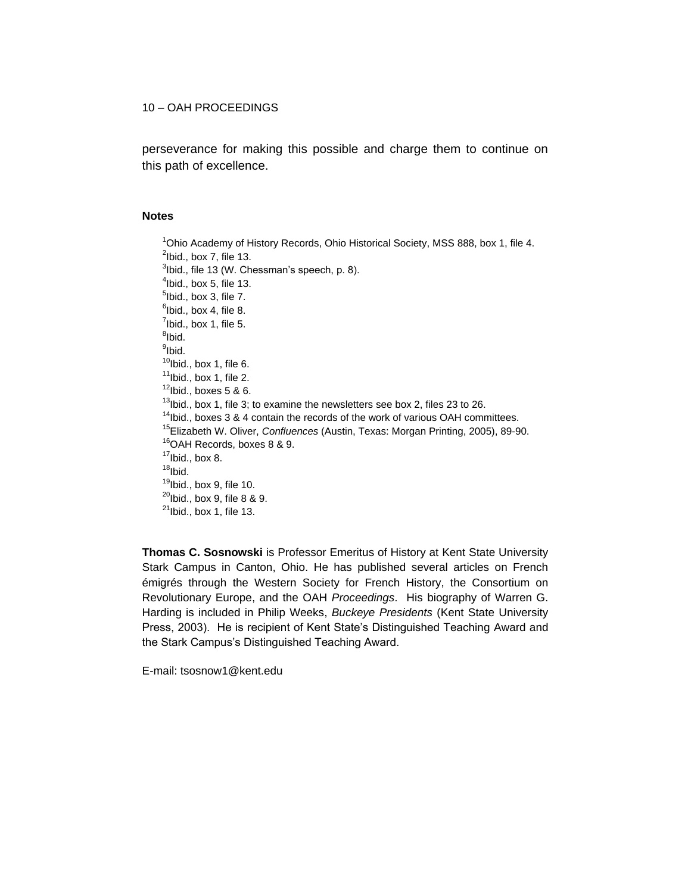perseverance for making this possible and charge them to continue on this path of excellence.

**Notes**

[1]Ohio Academy of History Records, Ohio Historical Society, MSS 888, box 1, file 4.
[2]Ibid., box 7, file 13.
[3]Ibid., file 13 (W. Chessman's speech, p. 8).
[4]Ibid., box 5, file 13.
[5]Ibid., box 3, file 7.
[6]Ibid., box 4, file 8.
[7]Ibid., box 1, file 5.
[8]Ibid.
[9]Ibid.
[10]Ibid., box 1, file 6.
[11]Ibid., box 1, file 2.
[12]Ibid., boxes 5 & 6.
[13]Ibid., box 1, file 3; to examine the newsletters see box 2, files 23 to 26.
[14]Ibid., boxes 3 & 4 contain the records of the work of various OAH committees.
[15]Elizabeth W. Oliver, *Confluences* (Austin, Texas: Morgan Printing, 2005), 89-90.
[16]OAH Records, boxes 8 & 9.
[17]Ibid., box 8.
[18]Ibid.
[19]Ibid., box 9, file 10.
[20]Ibid., box 9, file 8 & 9.
[21]Ibid., box 1, file 13.

**Thomas C. Sosnowski** is Professor Emeritus of History at Kent State University Stark Campus in Canton, Ohio. He has published several articles on French émigrés through the Western Society for French History, the Consortium on Revolutionary Europe, and the OAH *Proceedings*. His biography of Warren G. Harding is included in Philip Weeks, *Buckeye Presidents* (Kent State University Press, 2003). He is recipient of Kent State's Distinguished Teaching Award and the Stark Campus's Distinguished Teaching Award.

E-mail: tsosnow1@kent.edu